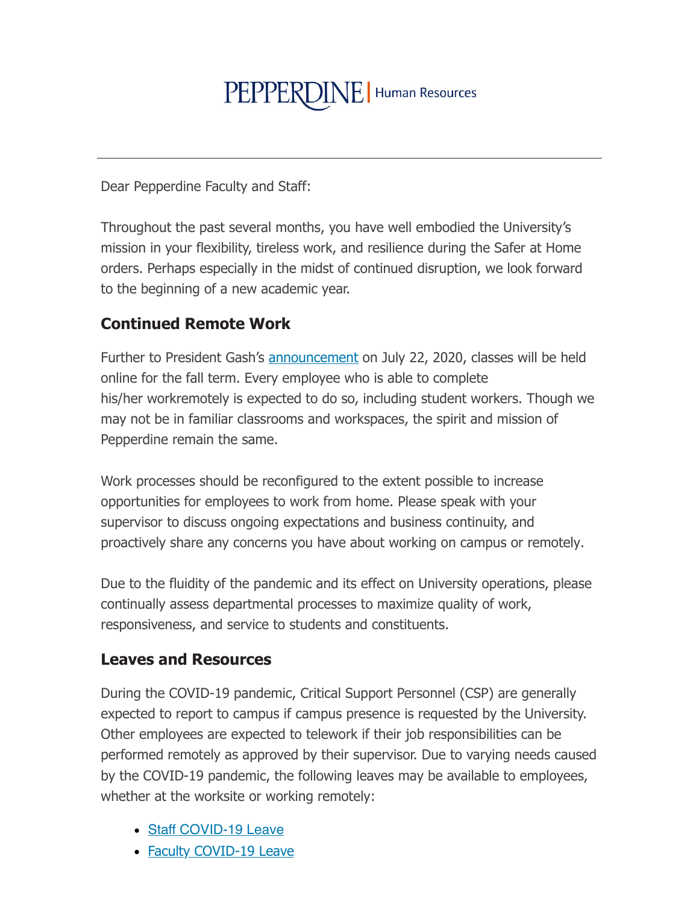PEPPERDINE | Human Resources

---

Dear Pepperdine Faculty and Staff:

Throughout the past several months, you have well embodied the University's mission in your flexibility, tireless work, and resilience during the Safer at Home orders. Perhaps especially in the midst of continued disruption, we look forward to the beginning of a new academic year.

## Continued Remote Work

Further to President Gash's announcement on July 22, 2020, classes will be held online for the fall term. Every employee who is able to complete his/her workremotely is expected to do so, including student workers. Though we may not be in familiar classrooms and workspaces, the spirit and mission of Pepperdine remain the same.

Work processes should be reconfigured to the extent possible to increase opportunities for employees to work from home. Please speak with your supervisor to discuss ongoing expectations and business continuity, and proactively share any concerns you have about working on campus or remotely.

Due to the fluidity of the pandemic and its effect on University operations, please continually assess departmental processes to maximize quality of work, responsiveness, and service to students and constituents.

## Leaves and Resources

During the COVID-19 pandemic, Critical Support Personnel (CSP) are generally expected to report to campus if campus presence is requested by the University. Other employees are expected to telework if their job responsibilities can be performed remotely as approved by their supervisor. Due to varying needs caused by the COVID-19 pandemic, the following leaves may be available to employees, whether at the worksite or working remotely:

- Staff COVID-19 Leave
- Faculty COVID-19 Leave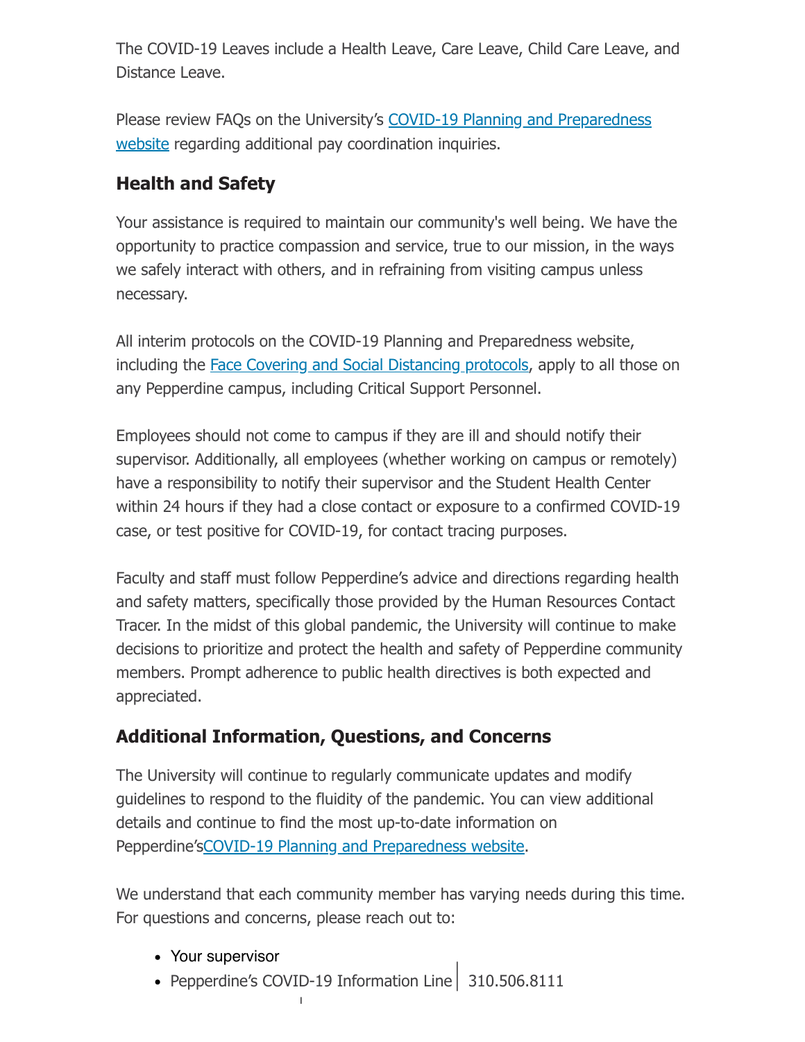The COVID-19 Leaves include a Health Leave, Care Leave, Child Care Leave, and Distance Leave.

Please review FAQs on the University's [COVID-19 Planning and Preparedness website](#) regarding additional pay coordination inquiries.

### Health and Safety

Your assistance is required to maintain our community's well being. We have the opportunity to practice compassion and service, true to our mission, in the ways we safely interact with others, and in refraining from visiting campus unless necessary.

All interim protocols on the COVID-19 Planning and Preparedness website, including the [Face Covering and Social Distancing protocols](#), apply to all those on any Pepperdine campus, including Critical Support Personnel.

Employees should not come to campus if they are ill and should notify their supervisor. Additionally, all employees (whether working on campus or remotely) have a responsibility to notify their supervisor and the Student Health Center within 24 hours if they had a close contact or exposure to a confirmed COVID-19 case, or test positive for COVID-19, for contact tracing purposes.

Faculty and staff must follow Pepperdine's advice and directions regarding health and safety matters, specifically those provided by the Human Resources Contact Tracer. In the midst of this global pandemic, the University will continue to make decisions to prioritize and protect the health and safety of Pepperdine community members. Prompt adherence to public health directives is both expected and appreciated.

### Additional Information, Questions, and Concerns

The University will continue to regularly communicate updates and modify guidelines to respond to the fluidity of the pandemic. You can view additional details and continue to find the most up-to-date information on Pepperdine's[COVID-19 Planning and Preparedness website](#).

We understand that each community member has varying needs during this time. For questions and concerns, please reach out to:

- Your supervisor
- Pepperdine's COVID-19 Information Line | 310.506.8111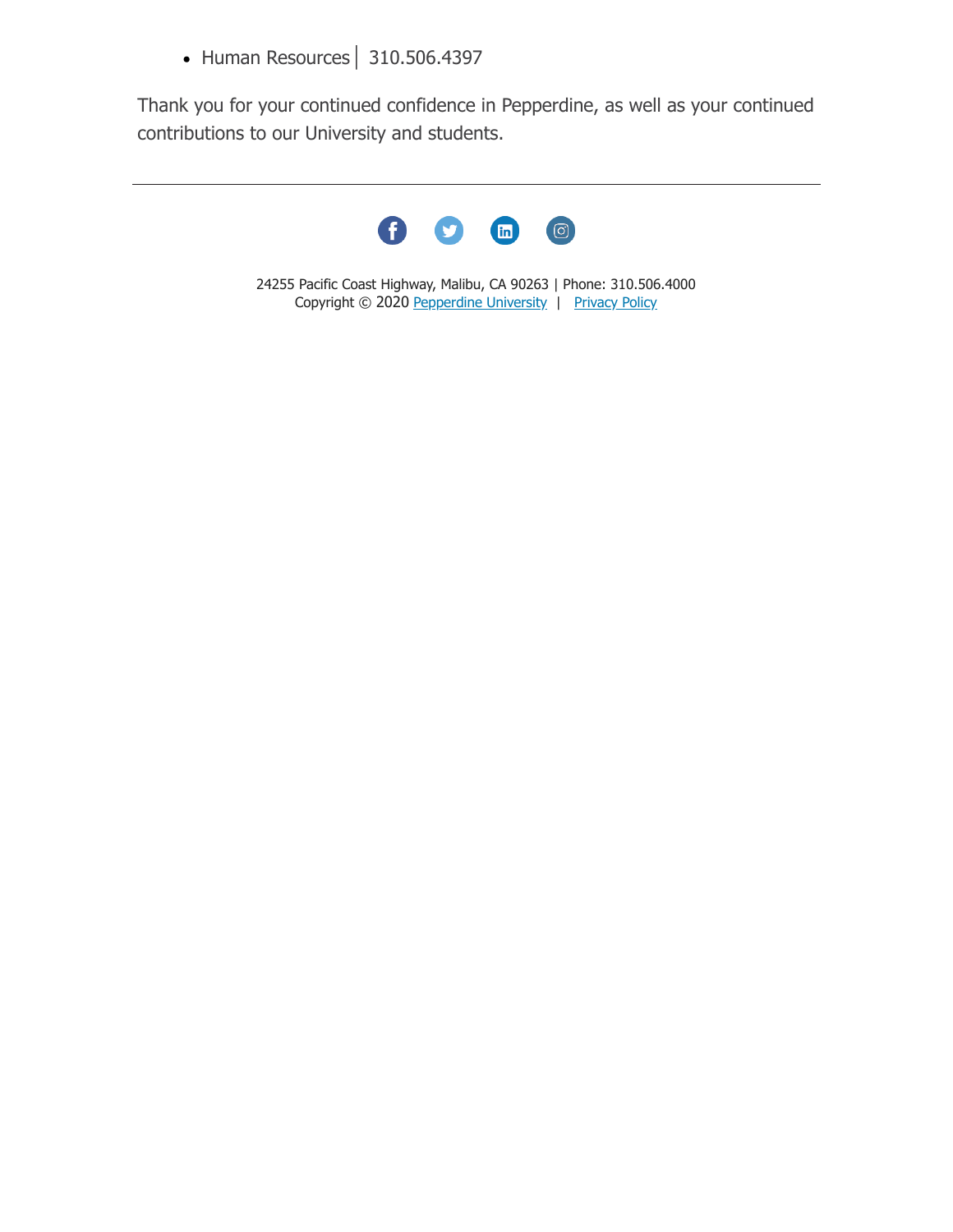- Human Resources | 310.506.4397

Thank you for your continued confidence in Pepperdine, as well as your continued contributions to our University and students.

---

24255 Pacific Coast Highway, Malibu, CA 90263 | Phone: 310.506.4000
Copyright © 2020 Pepperdine University | Privacy Policy